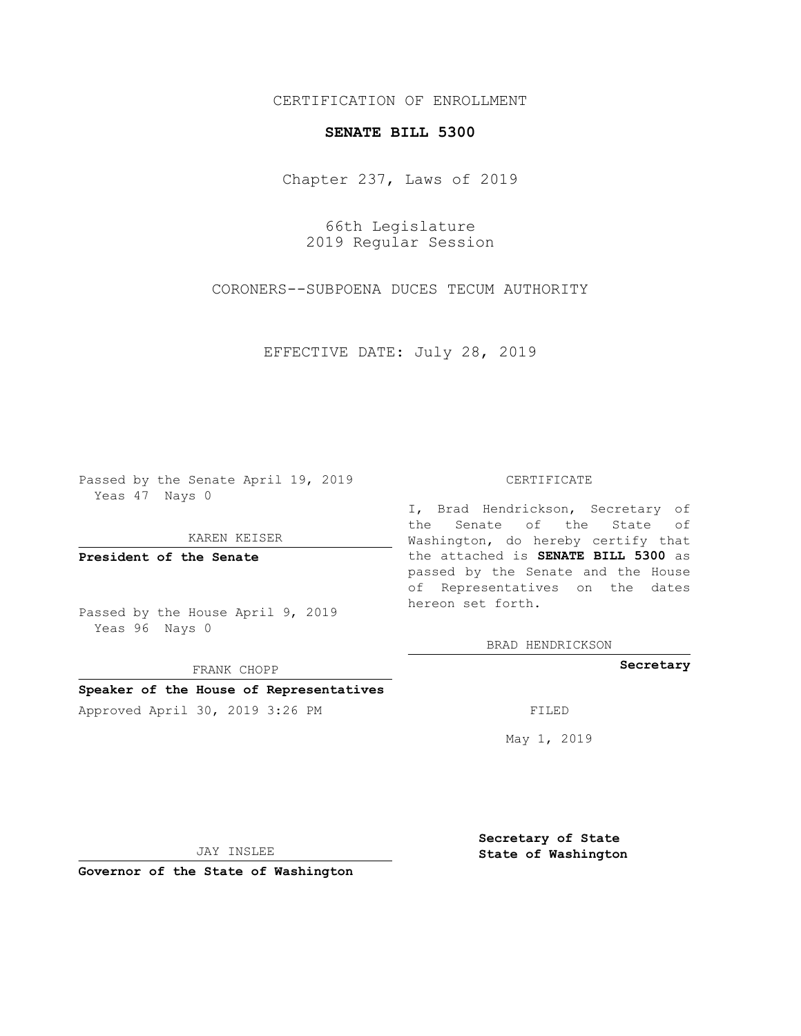CERTIFICATION OF ENROLLMENT

**SENATE BILL 5300**

Chapter 237, Laws of 2019

66th Legislature
2019 Regular Session

CORONERS--SUBPOENA DUCES TECUM AUTHORITY

EFFECTIVE DATE: July 28, 2019

Passed by the Senate April 19, 2019
Yeas 47 Nays 0

KAREN KEISER

**President of the Senate**

Passed by the House April 9, 2019
Yeas 96 Nays 0

FRANK CHOPP

**Speaker of the House of Representatives**

Approved April 30, 2019 3:26 PM

JAY INSLEE

**Governor of the State of Washington**

CERTIFICATE

I, Brad Hendrickson, Secretary of the Senate of the State of Washington, do hereby certify that the attached is **SENATE BILL 5300** as passed by the Senate and the House of Representatives on the dates hereon set forth.

BRAD HENDRICKSON

**Secretary**

FILED

May 1, 2019

**Secretary of State**
**State of Washington**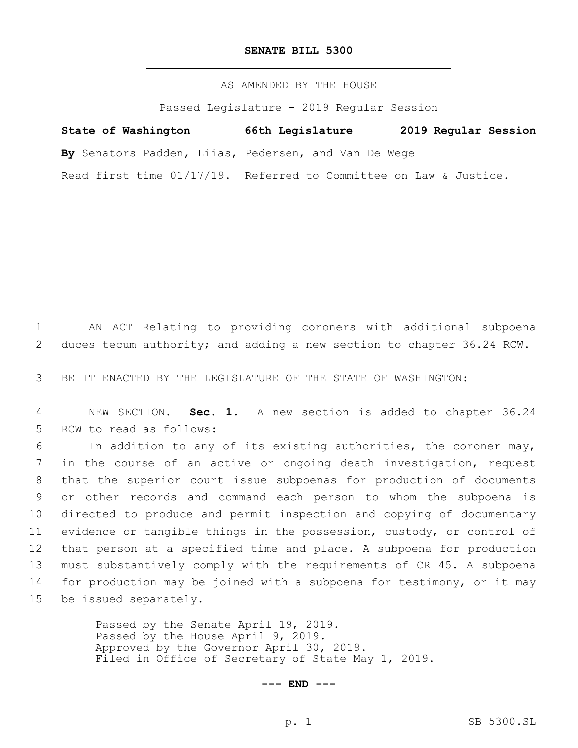# SENATE BILL 5300

AS AMENDED BY THE HOUSE

Passed Legislature - 2019 Regular Session

**State of Washington 66th Legislature 2019 Regular Session**

**By** Senators Padden, Liias, Pedersen, and Van De Wege

Read first time 01/17/19. Referred to Committee on Law & Justice.

AN ACT Relating to providing coroners with additional subpoena duces tecum authority; and adding a new section to chapter 36.24 RCW.

BE IT ENACTED BY THE LEGISLATURE OF THE STATE OF WASHINGTON:

NEW SECTION. **Sec. 1.** A new section is added to chapter 36.24 RCW to read as follows:

In addition to any of its existing authorities, the coroner may, in the course of an active or ongoing death investigation, request that the superior court issue subpoenas for production of documents or other records and command each person to whom the subpoena is directed to produce and permit inspection and copying of documentary evidence or tangible things in the possession, custody, or control of that person at a specified time and place. A subpoena for production must substantively comply with the requirements of CR 45. A subpoena for production may be joined with a subpoena for testimony, or it may be issued separately.

Passed by the Senate April 19, 2019.
Passed by the House April 9, 2019.
Approved by the Governor April 30, 2019.
Filed in Office of Secretary of State May 1, 2019.

**--- END ---**